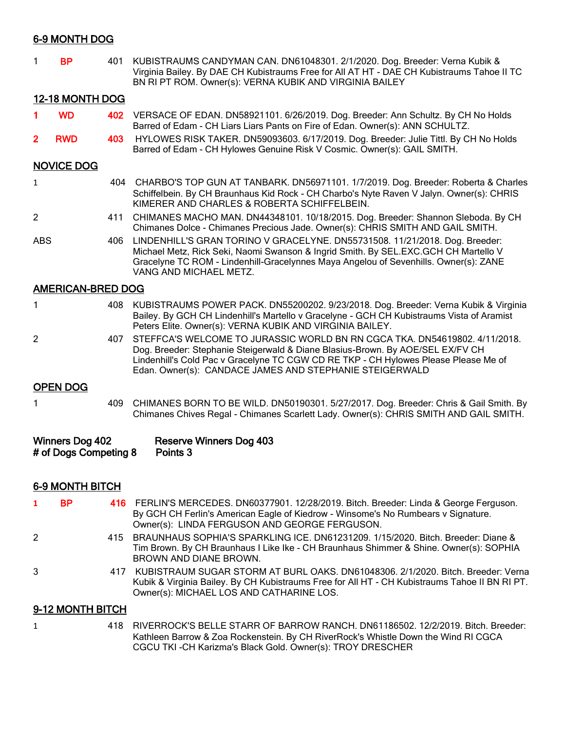## 6-9 MONTH DOG

1 **BP** 401 KUBISTRAUMS CANDYMAN CAN. DN61048301. 2/1/2020. Dog. Breeder: Verna Kubik & Virginia Bailey. By DAE CH Kubistraums Free for All AT HT - DAE CH Kubistraums Tahoe II TC BN RI PT ROM. Owner(s): VERNA KUBIK AND VIRGINIA BAILEY

## 12-18 MONTH DOG

**1** **WD** **402** VERSACE OF EDAN. DN58921101. 6/26/2019. Dog. Breeder: Ann Schultz. By CH No Holds Barred of Edam - CH Liars Liars Pants on Fire of Edan. Owner(s): ANN SCHULTZ.

**2** **RWD** **403** HYLOWES RISK TAKER. DN59093603. 6/17/2019. Dog. Breeder: Julie Tittl. By CH No Holds Barred of Edam - CH Hylowes Genuine Risk V Cosmic. Owner(s): GAIL SMITH.

## NOVICE DOG

1 404 CHARBO'S TOP GUN AT TANBARK. DN56971101. 1/7/2019. Dog. Breeder: Roberta & Charles Schiffelbein. By CH Braunhaus Kid Rock - CH Charbo's Nyte Raven V Jalyn. Owner(s): CHRIS KIMERER AND CHARLES & ROBERTA SCHIFFELBEIN.

2 411 CHIMANES MACHO MAN. DN44348101. 10/18/2015. Dog. Breeder: Shannon Sleboda. By CH Chimanes Dolce - Chimanes Precious Jade. Owner(s): CHRIS SMITH AND GAIL SMITH.

ABS 406 LINDENHILL'S GRAN TORINO V GRACELYNE. DN55731508. 11/21/2018. Dog. Breeder: Michael Metz, Rick Seki, Naomi Swanson & Ingrid Smith. By SEL.EXC.GCH CH Martello V Gracelyne TC ROM - Lindenhill-Gracelynnes Maya Angelou of Sevenhills. Owner(s): ZANE VANG AND MICHAEL METZ.

## AMERICAN-BRED DOG

1 408 KUBISTRAUMS POWER PACK. DN55200202. 9/23/2018. Dog. Breeder: Verna Kubik & Virginia Bailey. By GCH CH Lindenhill's Martello v Gracelyne - GCH CH Kubistraums Vista of Aramist Peters Elite. Owner(s): VERNA KUBIK AND VIRGINIA BAILEY.

2 407 STEFFCA'S WELCOME TO JURASSIC WORLD BN RN CGCA TKA. DN54619802. 4/11/2018. Dog. Breeder: Stephanie Steigerwald & Diane Blasius-Brown. By AOE/SEL EX/FV CH Lindenhill's Cold Pac v Gracelyne TC CGW CD RE TKP - CH Hylowes Please Please Me of Edan. Owner(s): CANDACE JAMES AND STEPHANIE STEIGERWALD

## OPEN DOG

1 409 CHIMANES BORN TO BE WILD. DN50190301. 5/27/2017. Dog. Breeder: Chris & Gail Smith. By Chimanes Chives Regal - Chimanes Scarlett Lady. Owner(s): CHRIS SMITH AND GAIL SMITH.

**Winners Dog 402** **Reserve Winners Dog 403**
**# of Dogs Competing 8** **Points 3**

## 6-9 MONTH BITCH

**1** **BP** **416** FERLIN'S MERCEDES. DN60377901. 12/28/2019. Bitch. Breeder: Linda & George Ferguson. By GCH CH Ferlin's American Eagle of Kiedrow - Winsome's No Rumbears v Signature. Owner(s): LINDA FERGUSON AND GEORGE FERGUSON.

2 415 BRAUNHAUS SOPHIA'S SPARKLING ICE. DN61231209. 1/15/2020. Bitch. Breeder: Diane & Tim Brown. By CH Braunhaus I Like Ike - CH Braunhaus Shimmer & Shine. Owner(s): SOPHIA BROWN AND DIANE BROWN.

3 417 KUBISTRAUM SUGAR STORM AT BURL OAKS. DN61048306. 2/1/2020. Bitch. Breeder: Verna Kubik & Virginia Bailey. By CH Kubistraums Free for All HT - CH Kubistraums Tahoe II BN RI PT. Owner(s): MICHAEL LOS AND CATHARINE LOS.

## 9-12 MONTH BITCH

1 418 RIVERROCK'S BELLE STARR OF BARROW RANCH. DN61186502. 12/2/2019. Bitch. Breeder: Kathleen Barrow & Zoa Rockenstein. By CH RiverRock's Whistle Down the Wind RI CGCA CGCU TKI -CH Karizma's Black Gold. Owner(s): TROY DRESCHER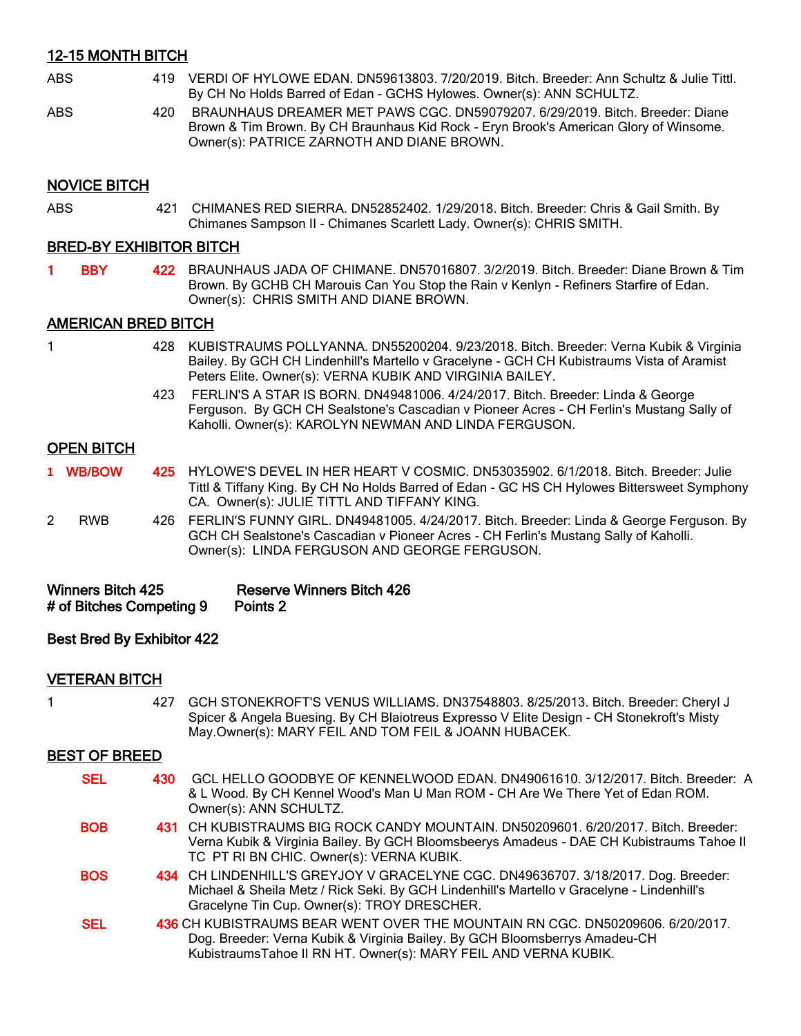## 12-15 MONTH BITCH

ABS 419 VERDI OF HYLOWE EDAN. DN59613803. 7/20/2019. Bitch. Breeder: Ann Schultz & Julie Tittl. By CH No Holds Barred of Edan - GCHS Hylowes. Owner(s): ANN SCHULTZ.

ABS 420 BRAUNHAUS DREAMER MET PAWS CGC. DN59079207. 6/29/2019. Bitch. Breeder: Diane Brown & Tim Brown. By CH Braunhaus Kid Rock - Eryn Brook's American Glory of Winsome. Owner(s): PATRICE ZARNOTH AND DIANE BROWN.

## NOVICE BITCH

ABS 421 CHIMANES RED SIERRA. DN52852402. 1/29/2018. Bitch. Breeder: Chris & Gail Smith. By Chimanes Sampson II - Chimanes Scarlett Lady. Owner(s): CHRIS SMITH.

## BRED-BY EXHIBITOR BITCH

1 BBY 422 BRAUNHAUS JADA OF CHIMANE. DN57016807. 3/2/2019. Bitch. Breeder: Diane Brown & Tim Brown. By GCHB CH Marouis Can You Stop the Rain v Kenlyn - Refiners Starfire of Edan. Owner(s): CHRIS SMITH AND DIANE BROWN.

## AMERICAN BRED BITCH

1 428 KUBISTRAUMS POLLYANNA. DN55200204. 9/23/2018. Bitch. Breeder: Verna Kubik & Virginia Bailey. By GCH CH Lindenhill's Martello v Gracelyne - GCH CH Kubistraums Vista of Aramist Peters Elite. Owner(s): VERNA KUBIK AND VIRGINIA BAILEY.

423 FERLIN'S A STAR IS BORN. DN49481006. 4/24/2017. Bitch. Breeder: Linda & George Ferguson. By GCH CH Sealstone's Cascadian v Pioneer Acres - CH Ferlin's Mustang Sally of Kaholli. Owner(s): KAROLYN NEWMAN AND LINDA FERGUSON.

## OPEN BITCH

1 WB/BOW 425 HYLOWE'S DEVEL IN HER HEART V COSMIC. DN53035902. 6/1/2018. Bitch. Breeder: Julie Tittl & Tiffany King. By CH No Holds Barred of Edan - GC HS CH Hylowes Bittersweet Symphony CA. Owner(s): JULIE TITTL AND TIFFANY KING.

2 RWB 426 FERLIN'S FUNNY GIRL. DN49481005. 4/24/2017. Bitch. Breeder: Linda & George Ferguson. By GCH CH Sealstone's Cascadian v Pioneer Acres - CH Ferlin's Mustang Sally of Kaholli. Owner(s): LINDA FERGUSON AND GEORGE FERGUSON.

**Winners Bitch 425** **Reserve Winners Bitch 426**
**# of Bitches Competing 9** **Points 2**

**Best Bred By Exhibitor 422**

## VETERAN BITCH

1 427 GCH STONEKROFT'S VENUS WILLIAMS. DN37548803. 8/25/2013. Bitch. Breeder: Cheryl J Spicer & Angela Buesing. By CH Blaiotreus Expresso V Elite Design - CH Stonekroft's Misty May.Owner(s): MARY FEIL AND TOM FEIL & JOANN HUBACEK.

## BEST OF BREED

SEL 430 GCL HELLO GOODBYE OF KENNELWOOD EDAN. DN49061610. 3/12/2017. Bitch. Breeder: A & L Wood. By CH Kennel Wood's Man U Man ROM - CH Are We There Yet of Edan ROM. Owner(s): ANN SCHULTZ.

BOB 431 CH KUBISTRAUMS BIG ROCK CANDY MOUNTAIN. DN50209601. 6/20/2017. Bitch. Breeder: Verna Kubik & Virginia Bailey. By GCH Bloomsbeerys Amadeus - DAE CH Kubistraums Tahoe II TC PT RI BN CHIC. Owner(s): VERNA KUBIK.

BOS 434 CH LINDENHILL'S GREYJOY V GRACELYNE CGC. DN49636707. 3/18/2017. Dog. Breeder: Michael & Sheila Metz / Rick Seki. By GCH Lindenhill's Martello v Gracelyne - Lindenhill's Gracelyne Tin Cup. Owner(s): TROY DRESCHER.

SEL 436 CH KUBISTRAUMS BEAR WENT OVER THE MOUNTAIN RN CGC. DN50209606. 6/20/2017. Dog. Breeder: Verna Kubik & Virginia Bailey. By GCH Bloomsberrys Amadeu-CH KubistraumsTahoe II RN HT. Owner(s): MARY FEIL AND VERNA KUBIK.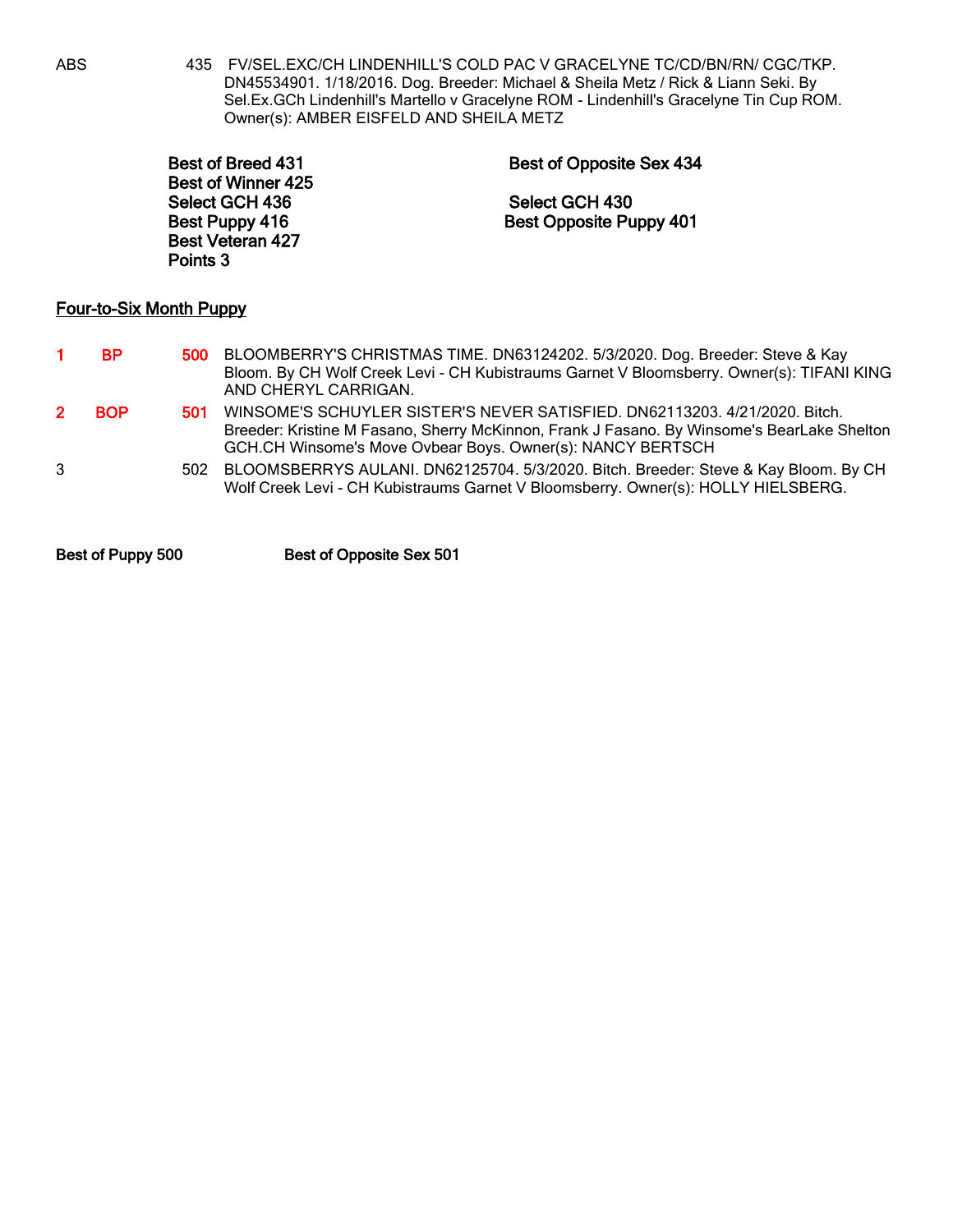ABS 435 FV/SEL.EXC/CH LINDENHILL'S COLD PAC V GRACELYNE TC/CD/BN/RN/ CGC/TKP. DN45534901. 1/18/2016. Dog. Breeder: Michael & Sheila Metz / Rick & Liann Seki. By Sel.Ex.GCh Lindenhill's Martello v Gracelyne ROM - Lindenhill's Gracelyne Tin Cup ROM. Owner(s): AMBER EISFELD AND SHEILA METZ

**Best of Breed 431**
**Best of Winner 425**
**Select GCH 436**
**Best Puppy 416**
**Best Veteran 427**
**Points 3**

**Best of Opposite Sex 434**
**Select GCH 430**
**Best Opposite Puppy 401**

## Four-to-Six Month Puppy

| | | | |
|---|---|---|---|
| 1 | BP | 500 | BLOOMBERRY'S CHRISTMAS TIME. DN63124202. 5/3/2020. Dog. Breeder: Steve & Kay Bloom. By CH Wolf Creek Levi - CH Kubistraums Garnet V Bloomsberry. Owner(s): TIFANI KING AND CHERYL CARRIGAN. |
| 2 | BOP | 501 | WINSOME'S SCHUYLER SISTER'S NEVER SATISFIED. DN62113203. 4/21/2020. Bitch. Breeder: Kristine M Fasano, Sherry McKinnon, Frank J Fasano. By Winsome's BearLake Shelton GCH.CH Winsome's Move Ovbear Boys. Owner(s): NANCY BERTSCH |
| 3 | | 502 | BLOOMSBERRYS AULANI. DN62125704. 5/3/2020. Bitch. Breeder: Steve & Kay Bloom. By CH Wolf Creek Levi - CH Kubistraums Garnet V Bloomsberry. Owner(s): HOLLY HIELSBERG. |

**Best of Puppy 500** **Best of Opposite Sex 501**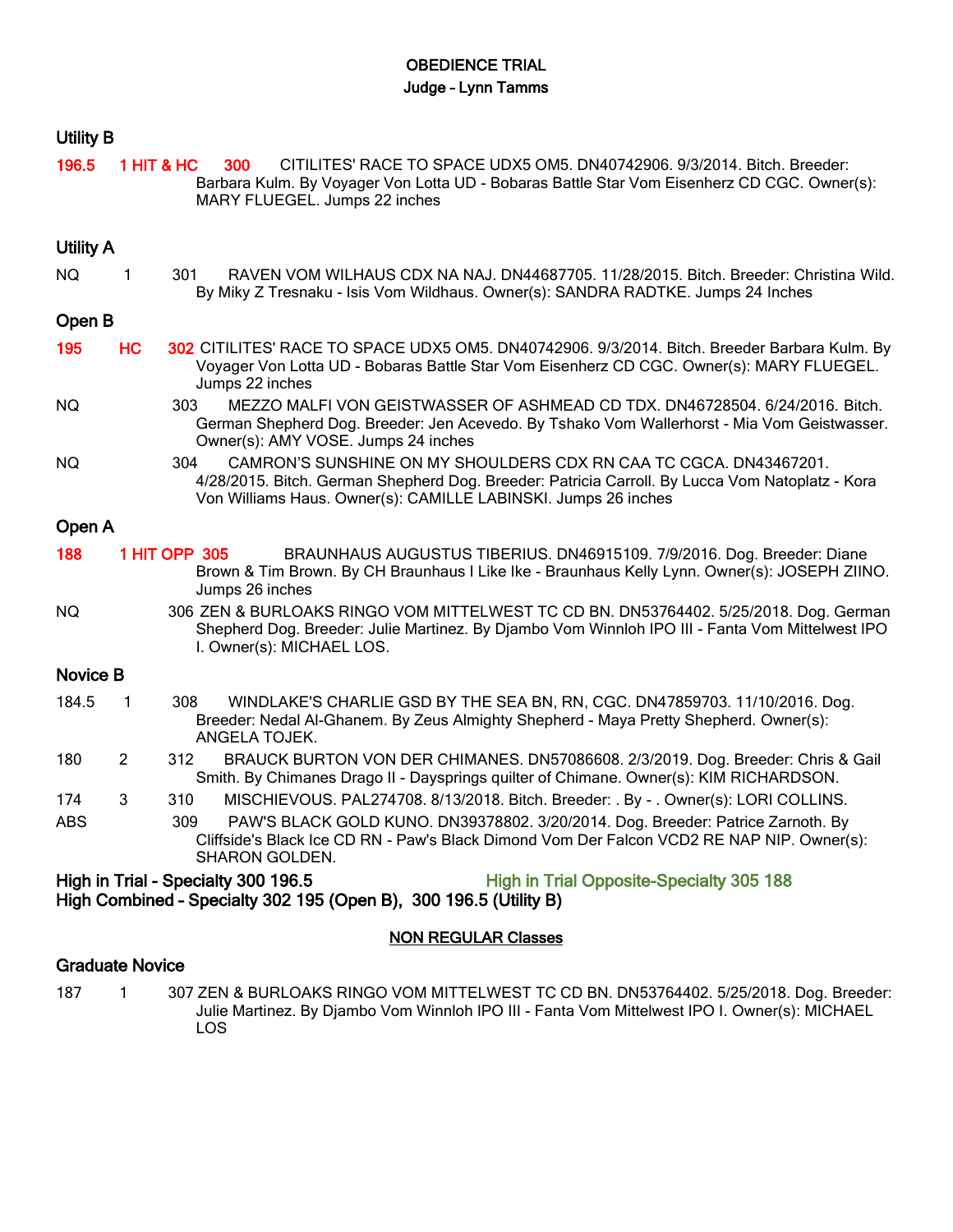# OBEDIENCE TRIAL

## Judge – Lynn Tamms

### Utility B

196.5 1 HIT & HC 300 CITILITES' RACE TO SPACE UDX5 OM5. DN40742906. 9/3/2014. Bitch. Breeder: Barbara Kulm. By Voyager Von Lotta UD - Bobaras Battle Star Vom Eisenherz CD CGC. Owner(s): MARY FLUEGEL. Jumps 22 inches

### Utility A

NQ 1 301 RAVEN VOM WILHAUS CDX NA NAJ. DN44687705. 11/28/2015. Bitch. Breeder: Christina Wild. By Miky Z Tresnaku - Isis Vom Wildhaus. Owner(s): SANDRA RADTKE. Jumps 24 Inches

### Open B

195 HC 302 CITILITES' RACE TO SPACE UDX5 OM5. DN40742906. 9/3/2014. Bitch. Breeder Barbara Kulm. By Voyager Von Lotta UD - Bobaras Battle Star Vom Eisenherz CD CGC. Owner(s): MARY FLUEGEL. Jumps 22 inches

NQ 303 MEZZO MALFI VON GEISTWASSER OF ASHMEAD CD TDX. DN46728504. 6/24/2016. Bitch. German Shepherd Dog. Breeder: Jen Acevedo. By Tshako Vom Wallerhorst - Mia Vom Geistwasser. Owner(s): AMY VOSE. Jumps 24 inches

NQ 304 CAMRON'S SUNSHINE ON MY SHOULDERS CDX RN CAA TC CGCA. DN43467201. 4/28/2015. Bitch. German Shepherd Dog. Breeder: Patricia Carroll. By Lucca Vom Natoplatz - Kora Von Williams Haus. Owner(s): CAMILLE LABINSKI. Jumps 26 inches

### Open A

188 1 HIT OPP 305 BRAUNHAUS AUGUSTUS TIBERIUS. DN46915109. 7/9/2016. Dog. Breeder: Diane Brown & Tim Brown. By CH Braunhaus I Like Ike - Braunhaus Kelly Lynn. Owner(s): JOSEPH ZIINO. Jumps 26 inches

NQ 306 ZEN & BURLOAKS RINGO VOM MITTELWEST TC CD BN. DN53764402. 5/25/2018. Dog. German Shepherd Dog. Breeder: Julie Martinez. By Djambo Vom Winnloh IPO III - Fanta Vom Mittelwest IPO I. Owner(s): MICHAEL LOS.

### Novice B

184.5 1 308 WINDLAKE'S CHARLIE GSD BY THE SEA BN, RN, CGC. DN47859703. 11/10/2016. Dog. Breeder: Nedal Al-Ghanem. By Zeus Almighty Shepherd - Maya Pretty Shepherd. Owner(s): ANGELA TOJEK.

180 2 312 BRAUCK BURTON VON DER CHIMANES. DN57086608. 2/3/2019. Dog. Breeder: Chris & Gail Smith. By Chimanes Drago II - Daysprings quilter of Chimane. Owner(s): KIM RICHARDSON.

174 3 310 MISCHIEVOUS. PAL274708. 8/13/2018. Bitch. Breeder: . By - . Owner(s): LORI COLLINS.

ABS 309 PAW'S BLACK GOLD KUNO. DN39378802. 3/20/2014. Dog. Breeder: Patrice Zarnoth. By Cliffside's Black Ice CD RN - Paw's Black Dimond Vom Der Falcon VCD2 RE NAP NIP. Owner(s): SHARON GOLDEN.

**High in Trial - Specialty 300 196.5** **High in Trial Opposite-Specialty 305 188**
**High Combined – Specialty 302 195 (Open B), 300 196.5 (Utility B)**

## NON REGULAR Classes

### Graduate Novice

187 1 307 ZEN & BURLOAKS RINGO VOM MITTELWEST TC CD BN. DN53764402. 5/25/2018. Dog. Breeder: Julie Martinez. By Djambo Vom Winnloh IPO III - Fanta Vom Mittelwest IPO I. Owner(s): MICHAEL LOS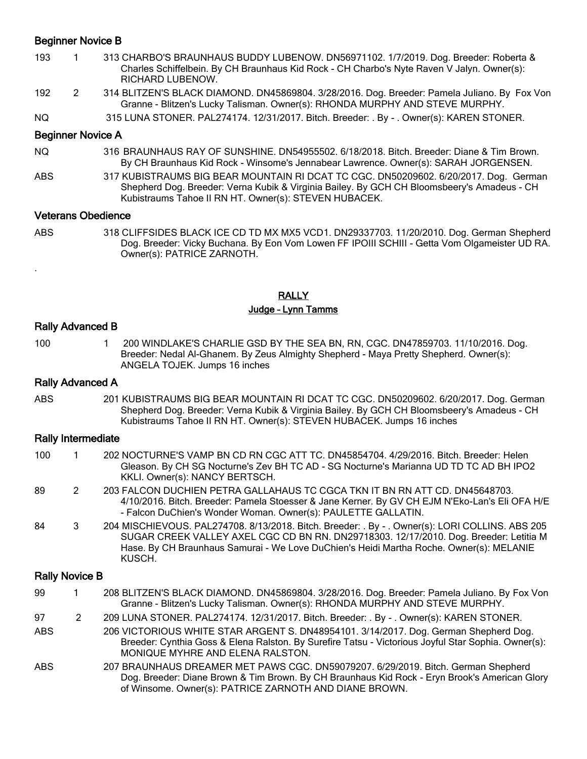### Beginner Novice B

193 1 313 CHARBO'S BRAUNHAUS BUDDY LUBENOW. DN56971102. 1/7/2019. Dog. Breeder: Roberta & Charles Schiffelbein. By CH Braunhaus Kid Rock - CH Charbo's Nyte Raven V Jalyn. Owner(s): RICHARD LUBENOW.

192 2 314 BLITZEN'S BLACK DIAMOND. DN45869804. 3/28/2016. Dog. Breeder: Pamela Juliano. By Fox Von Granne - Blitzen's Lucky Talisman. Owner(s): RHONDA MURPHY AND STEVE MURPHY.

NQ 315 LUNA STONER. PAL274174. 12/31/2017. Bitch. Breeder: . By - . Owner(s): KAREN STONER.

### Beginner Novice A

NQ 316 BRAUNHAUS RAY OF SUNSHINE. DN54955502. 6/18/2018. Bitch. Breeder: Diane & Tim Brown. By CH Braunhaus Kid Rock - Winsome's Jennabear Lawrence. Owner(s): SARAH JORGENSEN.

ABS 317 KUBISTRAUMS BIG BEAR MOUNTAIN RI DCAT TC CGC. DN50209602. 6/20/2017. Dog. German Shepherd Dog. Breeder: Verna Kubik & Virginia Bailey. By GCH CH Bloomsbeery's Amadeus - CH Kubistraums Tahoe II RN HT. Owner(s): STEVEN HUBACEK.

### Veterans Obedience

ABS 318 CLIFFSIDES BLACK ICE CD TD MX MX5 VCD1. DN29337703. 11/20/2010. Dog. German Shepherd Dog. Breeder: Vicky Buchana. By Eon Vom Lowen FF IPOIII SCHIII - Getta Vom Olgameister UD RA. Owner(s): PATRICE ZARNOTH.

.

## RALLY

**Judge - Lynn Tamms**

### Rally Advanced B

100 1 200 WINDLAKE'S CHARLIE GSD BY THE SEA BN, RN, CGC. DN47859703. 11/10/2016. Dog. Breeder: Nedal Al-Ghanem. By Zeus Almighty Shepherd - Maya Pretty Shepherd. Owner(s): ANGELA TOJEK. Jumps 16 inches

### Rally Advanced A

ABS 201 KUBISTRAUMS BIG BEAR MOUNTAIN RI DCAT TC CGC. DN50209602. 6/20/2017. Dog. German Shepherd Dog. Breeder: Verna Kubik & Virginia Bailey. By GCH CH Bloomsbeery's Amadeus - CH Kubistraums Tahoe II RN HT. Owner(s): STEVEN HUBACEK. Jumps 16 inches

### Rally Intermediate

100 1 202 NOCTURNE'S VAMP BN CD RN CGC ATT TC. DN45854704. 4/29/2016. Bitch. Breeder: Helen Gleason. By CH SG Nocturne's Zev BH TC AD - SG Nocturne's Marianna UD TD TC AD BH IPO2 KKLI. Owner(s): NANCY BERTSCH.

89 2 203 FALCON DUCHIEN PETRA GALLAHAUS TC CGCA TKN IT BN RN ATT CD. DN45648703. 4/10/2016. Bitch. Breeder: Pamela Stoesser & Jane Kerner. By GV CH EJM N'Eko-Lan's Eli OFA H/E - Falcon DuChien's Wonder Woman. Owner(s): PAULETTE GALLATIN.

84 3 204 MISCHIEVOUS. PAL274708. 8/13/2018. Bitch. Breeder: . By - . Owner(s): LORI COLLINS. ABS 205 SUGAR CREEK VALLEY AXEL CGC CD BN RN. DN29718303. 12/17/2010. Dog. Breeder: Letitia M Hase. By CH Braunhaus Samurai - We Love DuChien's Heidi Martha Roche. Owner(s): MELANIE KUSCH.

### Rally Novice B

99 1 208 BLITZEN'S BLACK DIAMOND. DN45869804. 3/28/2016. Dog. Breeder: Pamela Juliano. By Fox Von Granne - Blitzen's Lucky Talisman. Owner(s): RHONDA MURPHY AND STEVE MURPHY.

97 2 209 LUNA STONER. PAL274174. 12/31/2017. Bitch. Breeder: . By - . Owner(s): KAREN STONER.

ABS 206 VICTORIOUS WHITE STAR ARGENT S. DN48954101. 3/14/2017. Dog. German Shepherd Dog. Breeder: Cynthia Goss & Elena Ralston. By Surefire Tatsu - Victorious Joyful Star Sophia. Owner(s): MONIQUE MYHRE AND ELENA RALSTON.

ABS 207 BRAUNHAUS DREAMER MET PAWS CGC. DN59079207. 6/29/2019. Bitch. German Shepherd Dog. Breeder: Diane Brown & Tim Brown. By CH Braunhaus Kid Rock - Eryn Brook's American Glory of Winsome. Owner(s): PATRICE ZARNOTH AND DIANE BROWN.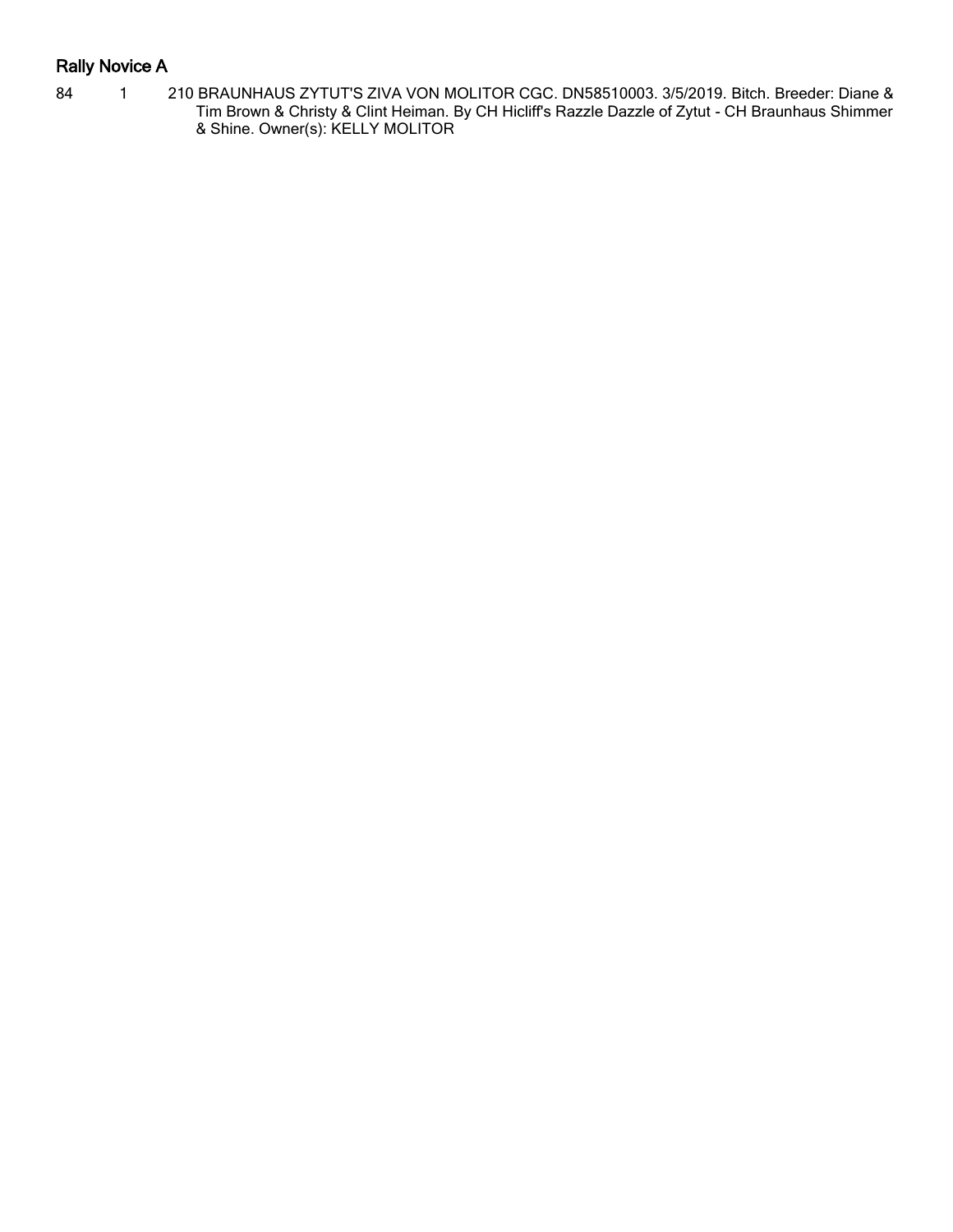## Rally Novice A

84 1 210 BRAUNHAUS ZYTUT'S ZIVA VON MOLITOR CGC. DN58510003. 3/5/2019. Bitch. Breeder: Diane & Tim Brown & Christy & Clint Heiman. By CH Hicliff's Razzle Dazzle of Zytut - CH Braunhaus Shimmer & Shine. Owner(s): KELLY MOLITOR